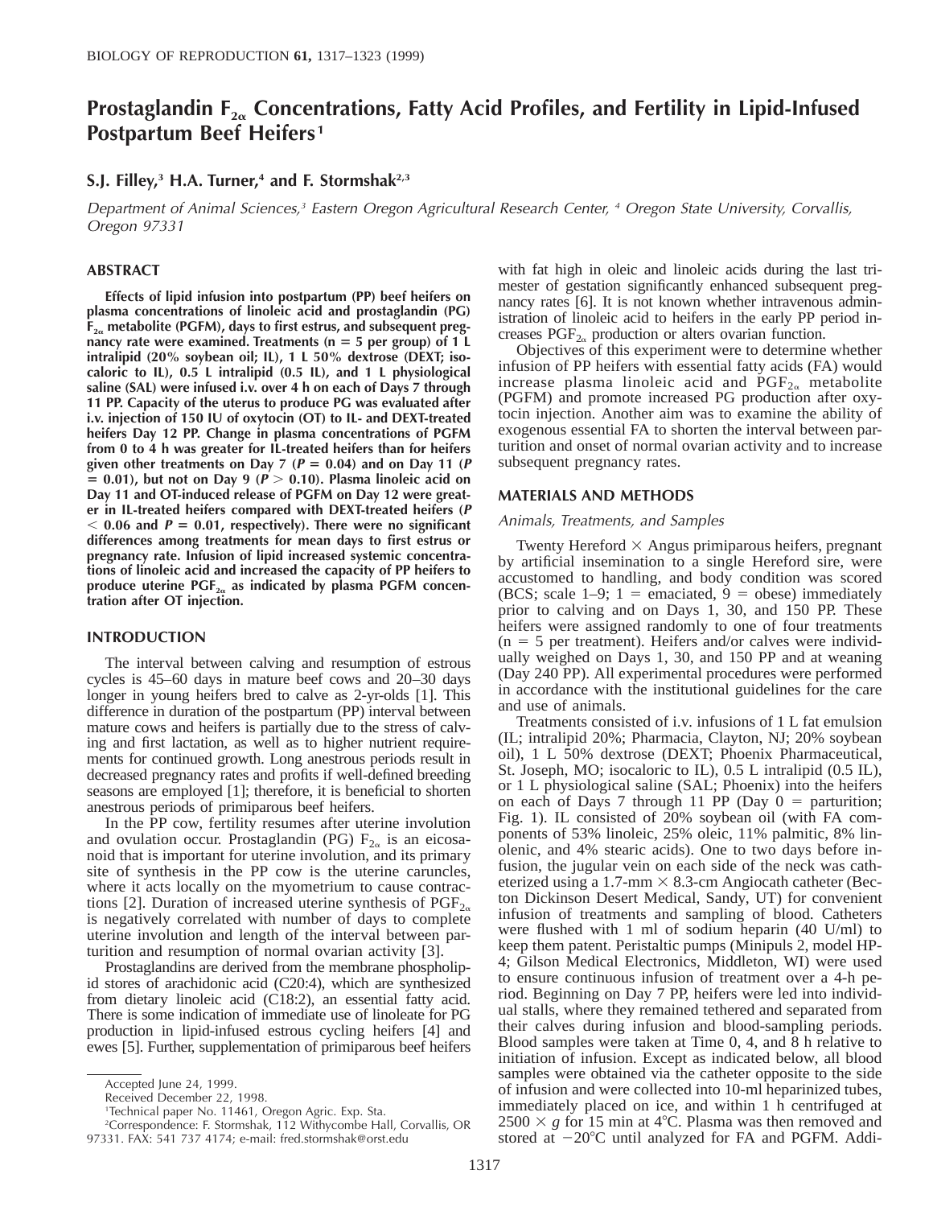# Prostaglandin $F_{2\alpha}$ Concentrations, Fatty Acid Profiles, and Fertility in Lipid-Infused Postpartum Beef Heifers[1]

**S.J. Filley,[3] H.A. Turner,[4] and F. Stormshak[2,3]**

*Department of Animal Sciences,[3] Eastern Oregon Agricultural Research Center,[4] Oregon State University, Corvallis, Oregon 97331*

## ABSTRACT

**Effects of lipid infusion into postpartum (PP) beef heifers on plasma concentrations of linoleic acid and prostaglandin (PG) $F_{2\alpha}$ metabolite (PGFM), days to first estrus, and subsequent pregnancy rate were examined. Treatments (n = 5 per group) of 1 L intralipid (20% soybean oil; IL), 1 L 50% dextrose (DEXT; isocaloric to IL), 0.5 L intralipid (0.5 IL), and 1 L physiological saline (SAL) were infused i.v. over 4 h on each of Days 7 through 11 PP. Capacity of the uterus to produce PG was evaluated after i.v. injection of 150 IU of oxytocin (OT) to IL- and DEXT-treated heifers Day 12 PP. Change in plasma concentrations of PGFM from 0 to 4 h was greater for IL-treated heifers than for heifers given other treatments on Day 7 ($P = 0.04$) and on Day 11 ($P = 0.01$), but not on Day 9 ($P > 0.10$). Plasma linoleic acid on Day 11 and OT-induced release of PGFM on Day 12 were greater in IL-treated heifers compared with DEXT-treated heifers ($P < 0.06$ and $P = 0.01$, respectively). There were no significant differences among treatments for mean days to first estrus or pregnancy rate. Infusion of lipid increased systemic concentrations of linoleic acid and increased the capacity of PP heifers to produce uterine $PGF_{2\alpha}$ as indicated by plasma PGFM concentration after OT injection.**

## INTRODUCTION

The interval between calving and resumption of estrous cycles is 45–60 days in mature beef cows and 20–30 days longer in young heifers bred to calve as 2-yr-olds [1]. This difference in duration of the postpartum (PP) interval between mature cows and heifers is partially due to the stress of calving and first lactation, as well as to higher nutrient requirements for continued growth. Long anestrous periods result in decreased pregnancy rates and profits if well-defined breeding seasons are employed [1]; therefore, it is beneficial to shorten anestrous periods of primiparous beef heifers.

In the PP cow, fertility resumes after uterine involution and ovulation occur. Prostaglandin (PG) $F_{2\alpha}$ is an eicosanoid that is important for uterine involution, and its primary site of synthesis in the PP cow is the uterine caruncles, where it acts locally on the myometrium to cause contractions [2]. Duration of increased uterine synthesis of $PGF_{2\alpha}$ is negatively correlated with number of days to complete uterine involution and length of the interval between parturition and resumption of normal ovarian activity [3].

Prostaglandins are derived from the membrane phospholipid stores of arachidonic acid (C20:4), which are synthesized from dietary linoleic acid (C18:2), an essential fatty acid. There is some indication of immediate use of linoleate for PG production in lipid-infused estrous cycling heifers [4] and ewes [5]. Further, supplementation of primiparous beef heifers with fat high in oleic and linoleic acids during the last trimester of gestation significantly enhanced subsequent pregnancy rates [6]. It is not known whether intravenous administration of linoleic acid to heifers in the early PP period increases $PGF_{2\alpha}$ production or alters ovarian function.

Objectives of this experiment were to determine whether infusion of PP heifers with essential fatty acids (FA) would increase plasma linoleic acid and $PGF_{2\alpha}$ metabolite (PGFM) and promote increased PG production after oxytocin injection. Another aim was to examine the ability of exogenous essential FA to shorten the interval between parturition and onset of normal ovarian activity and to increase subsequent pregnancy rates.

## MATERIALS AND METHODS

### *Animals, Treatments, and Samples*

Twenty Hereford × Angus primiparous heifers, pregnant by artificial insemination to a single Hereford sire, were accustomed to handling, and body condition was scored (BCS; scale 1–9; 1 = emaciated, 9 = obese) immediately prior to calving and on Days 1, 30, and 150 PP. These heifers were assigned randomly to one of four treatments (n = 5 per treatment). Heifers and/or calves were individually weighed on Days 1, 30, and 150 PP and at weaning (Day 240 PP). All experimental procedures were performed in accordance with the institutional guidelines for the care and use of animals.

Treatments consisted of i.v. infusions of 1 L fat emulsion (IL; intralipid 20%; Pharmacia, Clayton, NJ; 20% soybean oil), 1 L 50% dextrose (DEXT; Phoenix Pharmaceutical, St. Joseph, MO; isocaloric to IL), 0.5 L intralipid (0.5 IL), or 1 L physiological saline (SAL; Phoenix) into the heifers on each of Days 7 through 11 PP (Day 0 = parturition; Fig. 1). IL consisted of 20% soybean oil (with FA components of 53% linoleic, 25% oleic, 11% palmitic, 8% linolenic, and 4% stearic acids). One to two days before infusion, the jugular vein on each side of the neck was catheterized using a 1.7-mm × 8.3-cm Angiocath catheter (Becton Dickinson Desert Medical, Sandy, UT) for convenient infusion of treatments and sampling of blood. Catheters were flushed with 1 ml of sodium heparin (40 U/ml) to keep them patent. Peristaltic pumps (Minipuls 2, model HP-4; Gilson Medical Electronics, Middleton, WI) were used to ensure continuous infusion of treatment over a 4-h period. Beginning on Day 7 PP, heifers were led into individual stalls, where they remained tethered and separated from their calves during infusion and blood-sampling periods. Blood samples were taken at Time 0, 4, and 8 h relative to initiation of infusion. Except as indicated below, all blood samples were obtained via the catheter opposite to the side of infusion and were collected into 10-ml heparinized tubes, immediately placed on ice, and within 1 h centrifuged at 2500 × *g* for 15 min at 4°C. Plasma was then removed and stored at −20°C until analyzed for FA and PGFM. Addi-

Accepted June 24, 1999.
Received December 22, 1998.
[1]Technical paper No. 11461, Oregon Agric. Exp. Sta.
[2]Correspondence: F. Stormshak, 112 Withycombe Hall, Corvallis, OR 97331. FAX: 541 737 4174; e-mail: fred.stormshak@orst.edu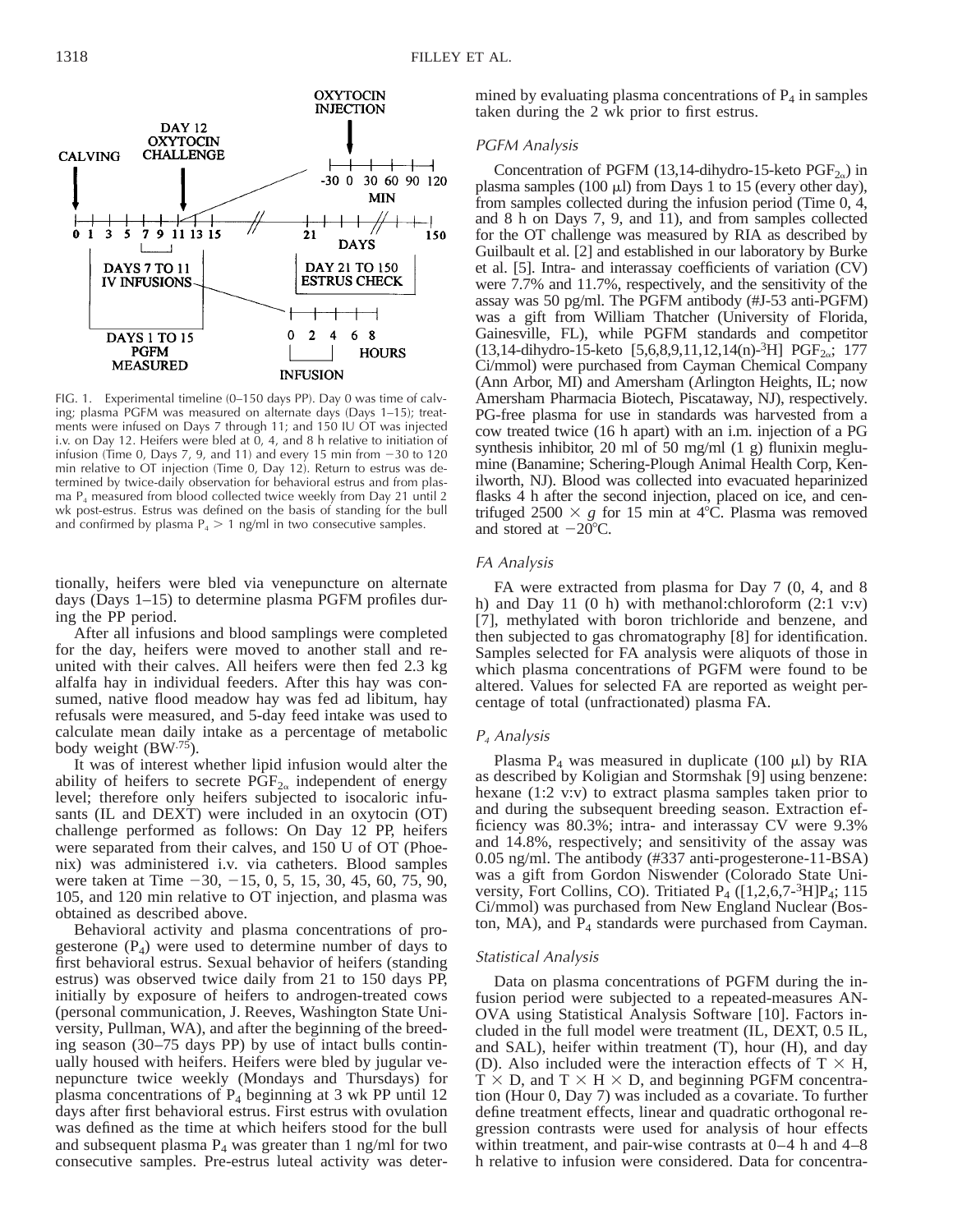FIG. 1. Experimental timeline (0–150 days PP). Day 0 was time of calving; plasma PGFM was measured on alternate days (Days 1–15); treatments were infused on Days 7 through 11; and 150 IU OT was injected i.v. on Day 12. Heifers were bled at 0, 4, and 8 h relative to initiation of infusion (Time 0, Days 7, 9, and 11) and every 15 min from −30 to 120 min relative to OT injection (Time 0, Day 12). Return to estrus was determined by twice-daily observation for behavioral estrus and from plasma $P_4$ measured from blood collected twice weekly from Day 21 until 2 wk post-estrus. Estrus was defined on the basis of standing for the bull and confirmed by plasma $P_4 > 1$ ng/ml in two consecutive samples.

tionally, heifers were bled via venepuncture on alternate days (Days 1–15) to determine plasma PGFM profiles during the PP period.

After all infusions and blood samplings were completed for the day, heifers were moved to another stall and reunited with their calves. All heifers were then fed 2.3 kg alfalfa hay in individual feeders. After this hay was consumed, native flood meadow hay was fed ad libitum, hay refusals were measured, and 5-day feed intake was used to calculate mean daily intake as a percentage of metabolic body weight ($BW^{.75}$).

It was of interest whether lipid infusion would alter the ability of heifers to secrete $PGF_{2\alpha}$ independent of energy level; therefore only heifers subjected to isocaloric infusants (IL and DEXT) were included in an oxytocin (OT) challenge performed as follows: On Day 12 PP, heifers were separated from their calves, and 150 U of OT (Phoenix) was administered i.v. via catheters. Blood samples were taken at Time −30, −15, 0, 5, 15, 30, 45, 60, 75, 90, 105, and 120 min relative to OT injection, and plasma was obtained as described above.

Behavioral activity and plasma concentrations of progesterone ($P_4$) were used to determine number of days to first behavioral estrus. Sexual behavior of heifers (standing estrus) was observed twice daily from 21 to 150 days PP, initially by exposure of heifers to androgen-treated cows (personal communication, J. Reeves, Washington State University, Pullman, WA), and after the beginning of the breeding season (30–75 days PP) by use of intact bulls continually housed with heifers. Heifers were bled by jugular venepuncture twice weekly (Mondays and Thursdays) for plasma concentrations of $P_4$ beginning at 3 wk PP until 12 days after first behavioral estrus. First estrus with ovulation was defined as the time at which heifers stood for the bull and subsequent plasma $P_4$ was greater than 1 ng/ml for two consecutive samples. Pre-estrus luteal activity was determined by evaluating plasma concentrations of $P_4$ in samples taken during the 2 wk prior to first estrus.

### *PGFM Analysis*

Concentration of PGFM (13,14-dihydro-15-keto $PGF_{2\alpha}$) in plasma samples (100 μl) from Days 1 to 15 (every other day), from samples collected during the infusion period (Time 0, 4, and 8 h on Days 7, 9, and 11), and from samples collected for the OT challenge was measured by RIA as described by Guilbault et al. [2] and established in our laboratory by Burke et al. [5]. Intra- and interassay coefficients of variation (CV) were 7.7% and 11.7%, respectively, and the sensitivity of the assay was 50 pg/ml. The PGFM antibody (#J-53 anti-PGFM) was a gift from William Thatcher (University of Florida, Gainesville, FL), while PGFM standards and competitor (13,14-dihydro-15-keto [5,6,8,9,11,12,14(n)-$^3$H] $PGF_{2\alpha}$; 177 Ci/mmol) were purchased from Cayman Chemical Company (Ann Arbor, MI) and Amersham (Arlington Heights, IL; now Amersham Pharmacia Biotech, Piscataway, NJ), respectively. PG-free plasma for use in standards was harvested from a cow treated twice (16 h apart) with an i.m. injection of a PG synthesis inhibitor, 20 ml of 50 mg/ml (1 g) flunixin meglumine (Banamine; Schering-Plough Animal Health Corp, Kenilworth, NJ). Blood was collected into evacuated heparinized flasks 4 h after the second injection, placed on ice, and centrifuged 2500 × *g* for 15 min at 4°C. Plasma was removed and stored at −20°C.

### *FA Analysis*

FA were extracted from plasma for Day 7 (0, 4, and 8 h) and Day 11 (0 h) with methanol:chloroform (2:1 v:v) [7], methylated with boron trichloride and benzene, and then subjected to gas chromatography [8] for identification. Samples selected for FA analysis were aliquots of those in which plasma concentrations of PGFM were found to be altered. Values for selected FA are reported as weight percentage of total (unfractionated) plasma FA.

### *$P_4$ Analysis*

Plasma $P_4$ was measured in duplicate (100 μl) by RIA as described by Koligian and Stormshak [9] using benzene: hexane (1:2 v:v) to extract plasma samples taken prior to and during the subsequent breeding season. Extraction efficiency was 80.3%; intra- and interassay CV were 9.3% and 14.8%, respectively; and sensitivity of the assay was 0.05 ng/ml. The antibody (#337 anti-progesterone-11-BSA) was a gift from Gordon Niswender (Colorado State University, Fort Collins, CO). Tritiated $P_4$ ([1,2,6,7-$^3$H]$P_4$; 115 Ci/mmol) was purchased from New England Nuclear (Boston, MA), and $P_4$ standards were purchased from Cayman.

### *Statistical Analysis*

Data on plasma concentrations of PGFM during the infusion period were subjected to a repeated-measures ANOVA using Statistical Analysis Software [10]. Factors included in the full model were treatment (IL, DEXT, 0.5 IL, and SAL), heifer within treatment (T), hour (H), and day (D). Also included were the interaction effects of T × H, T × D, and T × H × D, and beginning PGFM concentration (Hour 0, Day 7) was included as a covariate. To further define treatment effects, linear and quadratic orthogonal regression contrasts were used for analysis of hour effects within treatment, and pair-wise contrasts at 0–4 h and 4–8 h relative to infusion were considered. Data for concentra-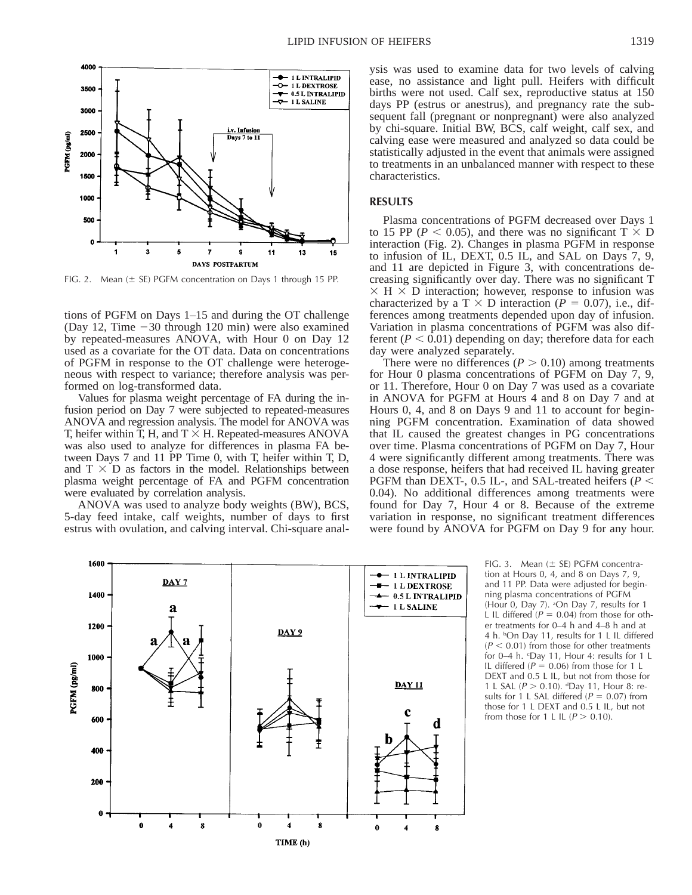FIG. 2. Mean (± SE) PGFM concentration on Days 1 through 15 PP.

tions of PGFM on Days 1–15 and during the OT challenge (Day 12, Time −30 through 120 min) were also examined by repeated-measures ANOVA, with Hour 0 on Day 12 used as a covariate for the OT data. Data on concentrations of PGFM in response to the OT challenge were heterogeneous with respect to variance; therefore analysis was performed on log-transformed data.

Values for plasma weight percentage of FA during the infusion period on Day 7 were subjected to repeated-measures ANOVA and regression analysis. The model for ANOVA was T, heifer within T, H, and T × H. Repeated-measures ANOVA was also used to analyze for differences in plasma FA between Days 7 and 11 PP Time 0, with T, heifer within T, D, and T × D as factors in the model. Relationships between plasma weight percentage of FA and PGFM concentration were evaluated by correlation analysis.

ANOVA was used to analyze body weights (BW), BCS, 5-day feed intake, calf weights, number of days to first estrus with ovulation, and calving interval. Chi-square analysis was used to examine data for two levels of calving ease, no assistance and light pull. Heifers with difficult births were not used. Calf sex, reproductive status at 150 days PP (estrus or anestrus), and pregnancy rate the subsequent fall (pregnant or nonpregnant) were also analyzed by chi-square. Initial BW, BCS, calf weight, calf sex, and calving ease were measured and analyzed so data could be statistically adjusted in the event that animals were assigned to treatments in an unbalanced manner with respect to these characteristics.

## RESULTS

Plasma concentrations of PGFM decreased over Days 1 to 15 PP ($P < 0.05$), and there was no significant T × D interaction (Fig. 2). Changes in plasma PGFM in response to infusion of IL, DEXT, 0.5 IL, and SAL on Days 7, 9, and 11 are depicted in Figure 3, with concentrations decreasing significantly over day. There was no significant T × H × D interaction; however, response to infusion was characterized by a T × D interaction ($P = 0.07$), i.e., differences among treatments depended upon day of infusion. Variation in plasma concentrations of PGFM was also different ($P < 0.01$) depending on day; therefore data for each day were analyzed separately.

There were no differences ($P > 0.10$) among treatments for Hour 0 plasma concentrations of PGFM on Day 7, 9, or 11. Therefore, Hour 0 on Day 7 was used as a covariate in ANOVA for PGFM at Hours 4 and 8 on Day 7 and at Hours 0, 4, and 8 on Days 9 and 11 to account for beginning PGFM concentration. Examination of data showed that IL caused the greatest changes in PG concentrations over time. Plasma concentrations of PGFM on Day 7, Hour 4 were significantly different among treatments. There was a dose response, heifers that had received IL having greater PGFM than DEXT-, 0.5 IL-, and SAL-treated heifers ($P < 0.04$). No additional differences among treatments were found for Day 7, Hour 4 or 8. Because of the extreme variation in response, no significant treatment differences were found by ANOVA for PGFM on Day 9 for any hour.

FIG. 3. Mean (± SE) PGFM concentration at Hours 0, 4, and 8 on Days 7, 9, and 11 PP. Data were adjusted for beginning plasma concentrations of PGFM (Hour 0, Day 7). [a]On Day 7, results for 1 L IL differed ($P = 0.04$) from those for other treatments for 0–4 h and 4–8 h and at 4 h. [b]On Day 11, results for 1 L IL differed ($P < 0.01$) from those for other treatments for 0–4 h. [c]Day 11, Hour 4: results for 1 L IL differed ($P = 0.06$) from those for 1 L DEXT and 0.5 L IL, but not from those for 1 L SAL ($P > 0.10$). [d]Day 11, Hour 8: results for 1 L SAL differed ($P = 0.07$) from those for 1 L DEXT and 0.5 L IL, but not from those for 1 L IL ($P > 0.10$).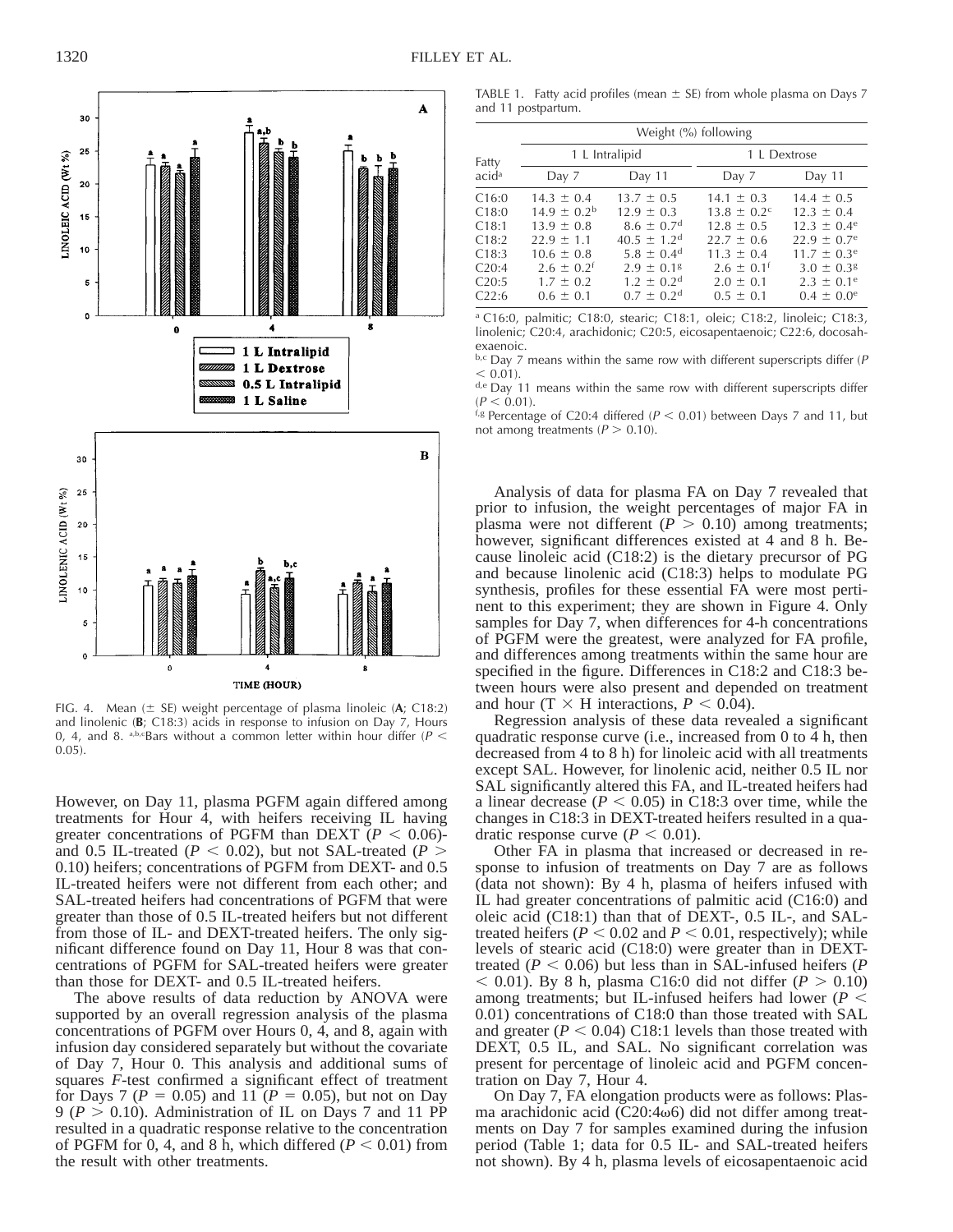FIG. 4. Mean (± SE) weight percentage of plasma linoleic (**A**; C18:2) and linolenic (**B**; C18:3) acids in response to infusion on Day 7, Hours 0, 4, and 8. [a,b,c]Bars without a common letter within hour differ ($P < 0.05$).

However, on Day 11, plasma PGFM again differed among treatments for Hour 4, with heifers receiving IL having greater concentrations of PGFM than DEXT ($P < 0.06$)- and 0.5 IL-treated ($P < 0.02$), but not SAL-treated ($P > 0.10$) heifers; concentrations of PGFM from DEXT- and 0.5 IL-treated heifers were not different from each other; and SAL-treated heifers had concentrations of PGFM that were greater than those of 0.5 IL-treated heifers but not different from those of IL- and DEXT-treated heifers. The only significant difference found on Day 11, Hour 8 was that concentrations of PGFM for SAL-treated heifers were greater than those for DEXT- and 0.5 IL-treated heifers.

The above results of data reduction by ANOVA were supported by an overall regression analysis of the plasma concentrations of PGFM over Hours 0, 4, and 8, again with infusion day considered separately but without the covariate of Day 7, Hour 0. This analysis and additional sums of squares *F*-test confirmed a significant effect of treatment for Days 7 ($P = 0.05$) and 11 ($P = 0.05$), but not on Day 9 ($P > 0.10$). Administration of IL on Days 7 and 11 PP resulted in a quadratic response relative to the concentration of PGFM for 0, 4, and 8 h, which differed ($P < 0.01$) from the result with other treatments.

TABLE 1. Fatty acid profiles (mean ± SE) from whole plasma on Days 7 and 11 postpartum.

| Fatty acid[a] | Weight (%) following | | | |
|---|---|---|---|---|
| | 1 L Intralipid | | 1 L Dextrose | |
| | Day 7 | Day 11 | Day 7 | Day 11 |
| C16:0 | 14.3 ± 0.4 | 13.7 ± 0.5 | 14.1 ± 0.3 | 14.4 ± 0.5 |
| C18:0 | 14.9 ± 0.2[b] | 12.9 ± 0.3 | 13.8 ± 0.2[c] | 12.3 ± 0.4 |
| C18:1 | 13.9 ± 0.8 | 8.6 ± 0.7[d] | 12.8 ± 0.5 | 12.3 ± 0.4[e] |
| C18:2 | 22.9 ± 1.1 | 40.5 ± 1.2[d] | 22.7 ± 0.6 | 22.9 ± 0.7[e] |
| C18:3 | 10.6 ± 0.8 | 5.8 ± 0.4[d] | 11.3 ± 0.4 | 11.7 ± 0.3[e] |
| C20:4 | 2.6 ± 0.2[f] | 2.9 ± 0.1[g] | 2.6 ± 0.1[f] | 3.0 ± 0.3[g] |
| C20:5 | 1.7 ± 0.2 | 1.2 ± 0.2[d] | 2.0 ± 0.1 | 2.3 ± 0.1[e] |
| C22:6 | 0.6 ± 0.1 | 0.7 ± 0.2[d] | 0.5 ± 0.1 | 0.4 ± 0.0[e] |

[a] C16:0, palmitic; C18:0, stearic; C18:1, oleic; C18:2, linoleic; C18:3, linolenic; C20:4, arachidonic; C20:5, eicosapentaenoic; C22:6, docosahexaenoic.

[b,c] Day 7 means within the same row with different superscripts differ ($P < 0.01$).

[d,e] Day 11 means within the same row with different superscripts differ ($P < 0.01$).

[f,g] Percentage of C20:4 differed ($P < 0.01$) between Days 7 and 11, but not among treatments ($P > 0.10$).

Analysis of data for plasma FA on Day 7 revealed that prior to infusion, the weight percentages of major FA in plasma were not different ($P > 0.10$) among treatments; however, significant differences existed at 4 and 8 h. Because linoleic acid (C18:2) is the dietary precursor of PG and because linolenic acid (C18:3) helps to modulate PG synthesis, profiles for these essential FA were most pertinent to this experiment; they are shown in Figure 4. Only samples for Day 7, when differences for 4-h concentrations of PGFM were the greatest, were analyzed for FA profile, and differences among treatments within the same hour are specified in the figure. Differences in C18:2 and C18:3 between hours were also present and depended on treatment and hour (T × H interactions, $P < 0.04$).

Regression analysis of these data revealed a significant quadratic response curve (i.e., increased from 0 to 4 h, then decreased from 4 to 8 h) for linoleic acid with all treatments except SAL. However, for linolenic acid, neither 0.5 IL nor SAL significantly altered this FA, and IL-treated heifers had a linear decrease ($P < 0.05$) in C18:3 over time, while the changes in C18:3 in DEXT-treated heifers resulted in a quadratic response curve ($P < 0.01$).

Other FA in plasma that increased or decreased in response to infusion of treatments on Day 7 are as follows (data not shown): By 4 h, plasma of heifers infused with IL had greater concentrations of palmitic acid (C16:0) and oleic acid (C18:1) than that of DEXT-, 0.5 IL-, and SAL-treated heifers ($P < 0.02$ and $P < 0.01$, respectively); while levels of stearic acid (C18:0) were greater than in DEXT-treated ($P < 0.06$) but less than in SAL-infused heifers ($P < 0.01$). By 8 h, plasma C16:0 did not differ ($P > 0.10$) among treatments; but IL-infused heifers had lower ($P < 0.01$) concentrations of C18:0 than those treated with SAL and greater ($P < 0.04$) C18:1 levels than those treated with DEXT, 0.5 IL, and SAL. No significant correlation was present for percentage of linoleic acid and PGFM concentration on Day 7, Hour 4.

On Day 7, FA elongation products were as follows: Plasma arachidonic acid (C20:4ω6) did not differ among treatments on Day 7 for samples examined during the infusion period (Table 1; data for 0.5 IL- and SAL-treated heifers not shown). By 4 h, plasma levels of eicosapentaenoic acid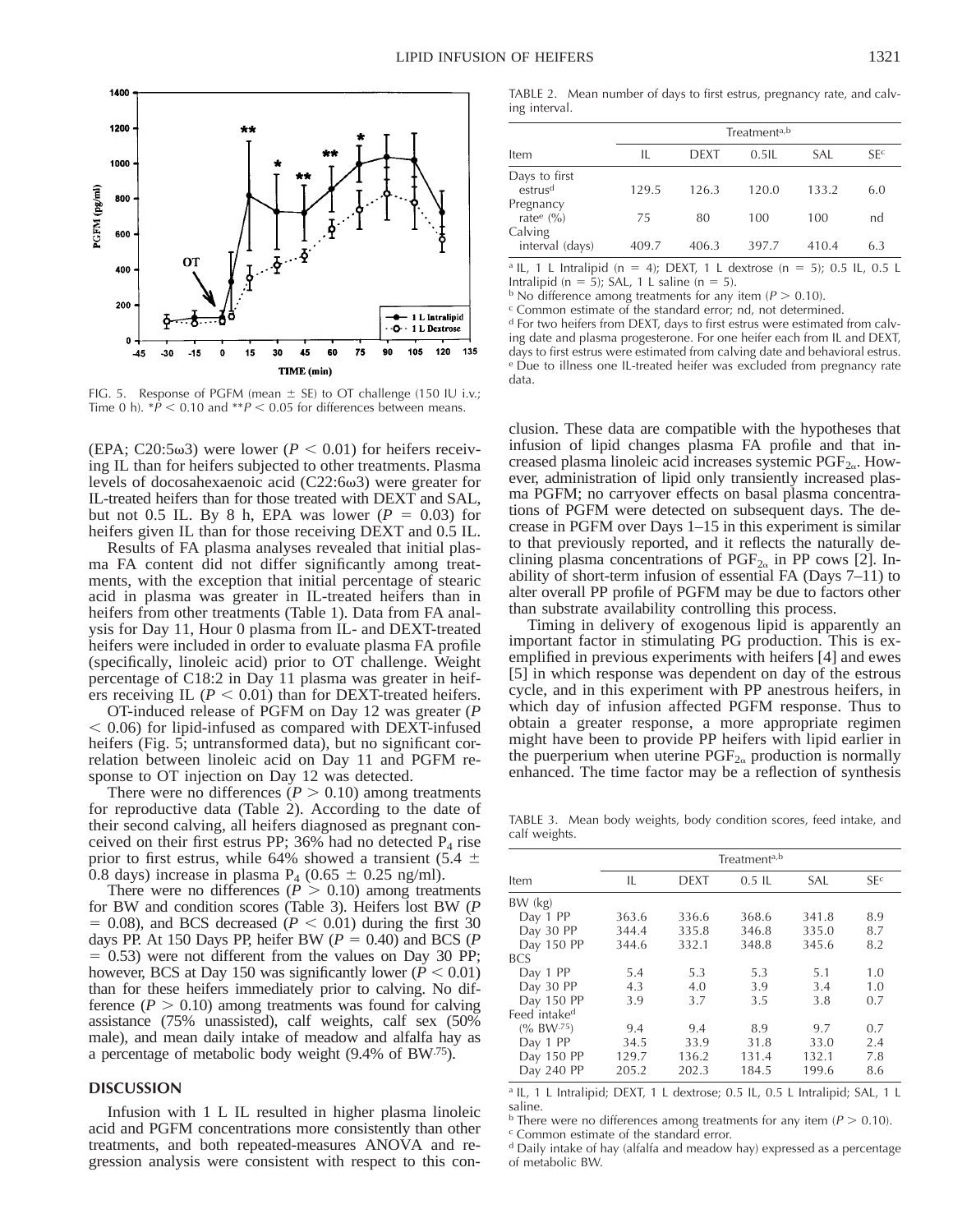FIG. 5. Response of PGFM (mean ± SE) to OT challenge (150 IU i.v.; Time 0 h). *$P < 0.10$ and **$P < 0.05$ for differences between means.

(EPA; C20:5ω3) were lower ($P < 0.01$) for heifers receiving IL than for heifers subjected to other treatments. Plasma levels of docosahexaenoic acid (C22:6ω3) were greater for IL-treated heifers than for those treated with DEXT and SAL, but not 0.5 IL. By 8 h, EPA was lower ($P = 0.03$) for heifers given IL than for those receiving DEXT and 0.5 IL.

Results of FA plasma analyses revealed that initial plasma FA content did not differ significantly among treatments, with the exception that initial percentage of stearic acid in plasma was greater in IL-treated heifers than in heifers from other treatments (Table 1). Data from FA analysis for Day 11, Hour 0 plasma from IL- and DEXT-treated heifers were included in order to evaluate plasma FA profile (specifically, linoleic acid) prior to OT challenge. Weight percentage of C18:2 in Day 11 plasma was greater in heifers receiving IL ($P < 0.01$) than for DEXT-treated heifers.

OT-induced release of PGFM on Day 12 was greater ($P < 0.06$) for lipid-infused as compared with DEXT-infused heifers (Fig. 5; untransformed data), but no significant correlation between linoleic acid on Day 11 and PGFM response to OT injection on Day 12 was detected.

There were no differences ($P > 0.10$) among treatments for reproductive data (Table 2). According to the date of their second calving, all heifers diagnosed as pregnant conceived on their first estrus PP; 36% had no detected $P_4$ rise prior to first estrus, while 64% showed a transient (5.4 ± 0.8 days) increase in plasma $P_4$ (0.65 ± 0.25 ng/ml).

There were no differences ($P > 0.10$) among treatments for BW and condition scores (Table 3). Heifers lost BW ($P = 0.08$), and BCS decreased ($P < 0.01$) during the first 30 days PP. At 150 Days PP, heifer BW ($P = 0.40$) and BCS ($P = 0.53$) were not different from the values on Day 30 PP; however, BCS at Day 150 was significantly lower ($P < 0.01$) than for these heifers immediately prior to calving. No difference ($P > 0.10$) among treatments was found for calving assistance (75% unassisted), calf weights, calf sex (50% male), and mean daily intake of meadow and alfalfa hay as a percentage of metabolic body weight (9.4% of $BW^{.75}$).

## DISCUSSION

Infusion with 1 L IL resulted in higher plasma linoleic acid and PGFM concentrations more consistently than other treatments, and both repeated-measures ANOVA and regression analysis were consistent with respect to this conclusion. These data are compatible with the hypotheses that infusion of lipid changes plasma FA profile and that increased plasma linoleic acid increases systemic $PGF_{2\alpha}$. However, administration of lipid only transiently increased plasma PGFM; no carryover effects on basal plasma concentrations of PGFM were detected on subsequent days. The decrease in PGFM over Days 1–15 in this experiment is similar to that previously reported, and it reflects the naturally declining plasma concentrations of $PGF_{2\alpha}$ in PP cows [2]. Inability of short-term infusion of essential FA (Days 7–11) to alter overall PP profile of PGFM may be due to factors other than substrate availability controlling this process.

Timing in delivery of exogenous lipid is apparently an important factor in stimulating PG production. This is exemplified in previous experiments with heifers [4] and ewes [5] in which response was dependent on day of the estrous cycle, and in this experiment with PP anestrous heifers, in which day of infusion affected PGFM response. Thus to obtain a greater response, a more appropriate regimen might have been to provide PP heifers with lipid earlier in the puerperium when uterine $PGF_{2\alpha}$ production is normally enhanced. The time factor may be a reflection of synthesis

TABLE 2. Mean number of days to first estrus, pregnancy rate, and calving interval.

| Item | Treatment[a,b] | | | | |
|---|---|---|---|---|---|
| | IL | DEXT | 0.5IL | SAL | SE[c] |
| Days to first estrus[d] | 129.5 | 126.3 | 120.0 | 133.2 | 6.0 |
| Pregnancy rate[e] (%) | 75 | 80 | 100 | 100 | nd |
| Calving interval (days) | 409.7 | 406.3 | 397.7 | 410.4 | 6.3 |

[a] IL, 1 L Intralipid (n = 4); DEXT, 1 L dextrose (n = 5); 0.5 IL, 0.5 L Intralipid (n = 5); SAL, 1 L saline (n = 5).
[b] No difference among treatments for any item ($P > 0.10$).
[c] Common estimate of the standard error; nd, not determined.
[d] For two heifers from DEXT, days to first estrus were estimated from calving date and plasma progesterone. For one heifer each from IL and DEXT, days to first estrus were estimated from calving date and behavioral estrus.
[e] Due to illness one IL-treated heifer was excluded from pregnancy rate data.

TABLE 3. Mean body weights, body condition scores, feed intake, and calf weights.

| Item | Treatment[a,b] | | | | |
|---|---|---|---|---|---|
| | IL | DEXT | 0.5 IL | SAL | SE[c] |
| BW (kg) | | | | | |
| Day 1 PP | 363.6 | 336.6 | 368.6 | 341.8 | 8.9 |
| Day 30 PP | 344.4 | 335.8 | 346.8 | 335.0 | 8.7 |
| Day 150 PP | 344.6 | 332.1 | 348.8 | 345.6 | 8.2 |
| BCS | | | | | |
| Day 1 PP | 5.4 | 5.3 | 5.3 | 5.1 | 1.0 |
| Day 30 PP | 4.3 | 4.0 | 3.9 | 3.4 | 1.0 |
| Day 150 PP | 3.9 | 3.7 | 3.5 | 3.8 | 0.7 |
| Feed intake[d] | | | | | |
| (% $BW^{.75}$) | 9.4 | 9.4 | 8.9 | 9.7 | 0.7 |
| Day 1 PP | 34.5 | 33.9 | 31.8 | 33.0 | 2.4 |
| Day 150 PP | 129.7 | 136.2 | 131.4 | 132.1 | 7.8 |
| Day 240 PP | 205.2 | 202.3 | 184.5 | 199.6 | 8.6 |

[a] IL, 1 L Intralipid; DEXT, 1 L dextrose; 0.5 IL, 0.5 L Intralipid; SAL, 1 L saline.
[b] There were no differences among treatments for any item ($P > 0.10$).
[c] Common estimate of the standard error.
[d] Daily intake of hay (alfalfa and meadow hay) expressed as a percentage of metabolic BW.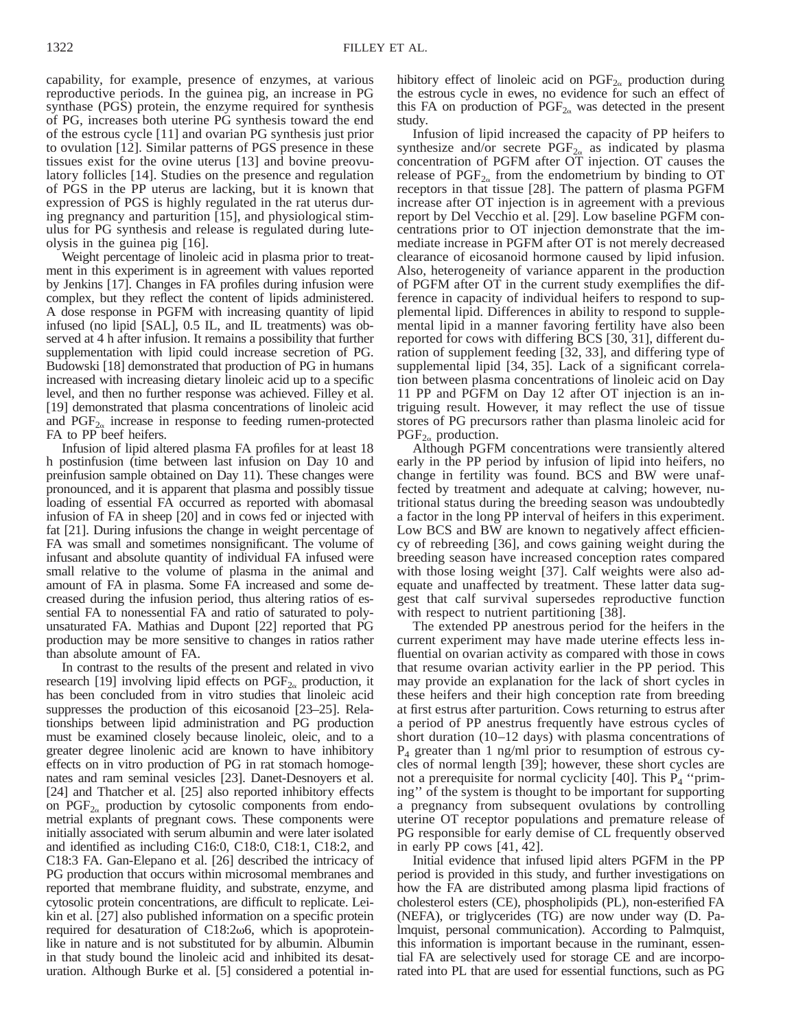capability, for example, presence of enzymes, at various reproductive periods. In the guinea pig, an increase in PG synthase (PGS) protein, the enzyme required for synthesis of PG, increases both uterine PG synthesis toward the end of the estrous cycle [11] and ovarian PG synthesis just prior to ovulation [12]. Similar patterns of PGS presence in these tissues exist for the ovine uterus [13] and bovine preovulatory follicles [14]. Studies on the presence and regulation of PGS in the PP uterus are lacking, but it is known that expression of PGS is highly regulated in the rat uterus during pregnancy and parturition [15], and physiological stimulus for PG synthesis and release is regulated during luteolysis in the guinea pig [16].

Weight percentage of linoleic acid in plasma prior to treatment in this experiment is in agreement with values reported by Jenkins [17]. Changes in FA profiles during infusion were complex, but they reflect the content of lipids administered. A dose response in PGFM with increasing quantity of lipid infused (no lipid [SAL], 0.5 IL, and IL treatments) was observed at 4 h after infusion. It remains a possibility that further supplementation with lipid could increase secretion of PG. Budowski [18] demonstrated that production of PG in humans increased with increasing dietary linoleic acid up to a specific level, and then no further response was achieved. Filley et al. [19] demonstrated that plasma concentrations of linoleic acid and $PGF_{2\alpha}$ increase in response to feeding rumen-protected FA to PP beef heifers.

Infusion of lipid altered plasma FA profiles for at least 18 h postinfusion (time between last infusion on Day 10 and preinfusion sample obtained on Day 11). These changes were pronounced, and it is apparent that plasma and possibly tissue loading of essential FA occurred as reported with abomasal infusion of FA in sheep [20] and in cows fed or injected with fat [21]. During infusions the change in weight percentage of FA was small and sometimes nonsignificant. The volume of infusant and absolute quantity of individual FA infused were small relative to the volume of plasma in the animal and amount of FA in plasma. Some FA increased and some decreased during the infusion period, thus altering ratios of essential FA to nonessential FA and ratio of saturated to polyunsaturated FA. Mathias and Dupont [22] reported that PG production may be more sensitive to changes in ratios rather than absolute amount of FA.

In contrast to the results of the present and related in vivo research [19] involving lipid effects on $PGF_{2\alpha}$ production, it has been concluded from in vitro studies that linoleic acid suppresses the production of this eicosanoid [23–25]. Relationships between lipid administration and PG production must be examined closely because linoleic, oleic, and to a greater degree linolenic acid are known to have inhibitory effects on in vitro production of PG in rat stomach homogenates and ram seminal vesicles [23]. Danet-Desnoyers et al. [24] and Thatcher et al. [25] also reported inhibitory effects on $PGF_{2\alpha}$ production by cytosolic components from endometrial explants of pregnant cows. These components were initially associated with serum albumin and were later isolated and identified as including C16:0, C18:0, C18:1, C18:2, and C18:3 FA. Gan-Elepano et al. [26] described the intricacy of PG production that occurs within microsomal membranes and reported that membrane fluidity, and substrate, enzyme, and cytosolic protein concentrations, are difficult to replicate. Leikin et al. [27] also published information on a specific protein required for desaturation of C18:2ω6, which is apoprotein-like in nature and is not substituted for by albumin. Albumin in that study bound the linoleic acid and inhibited its desaturation. Although Burke et al. [5] considered a potential inhibitory effect of linoleic acid on $PGF_{2\alpha}$ production during the estrous cycle in ewes, no evidence for such an effect of this FA on production of $PGF_{2\alpha}$ was detected in the present study.

Infusion of lipid increased the capacity of PP heifers to synthesize and/or secrete $PGF_{2\alpha}$ as indicated by plasma concentration of PGFM after OT injection. OT causes the release of $PGF_{2\alpha}$ from the endometrium by binding to OT receptors in that tissue [28]. The pattern of plasma PGFM increase after OT injection is in agreement with a previous report by Del Vecchio et al. [29]. Low baseline PGFM concentrations prior to OT injection demonstrate that the immediate increase in PGFM after OT is not merely decreased clearance of eicosanoid hormone caused by lipid infusion. Also, heterogeneity of variance apparent in the production of PGFM after OT in the current study exemplifies the difference in capacity of individual heifers to respond to supplemental lipid. Differences in ability to respond to supplemental lipid in a manner favoring fertility have also been reported for cows with differing BCS [30, 31], different duration of supplement feeding [32, 33], and differing type of supplemental lipid [34, 35]. Lack of a significant correlation between plasma concentrations of linoleic acid on Day 11 PP and PGFM on Day 12 after OT injection is an intriguing result. However, it may reflect the use of tissue stores of PG precursors rather than plasma linoleic acid for $PGF_{2\alpha}$ production.

Although PGFM concentrations were transiently altered early in the PP period by infusion of lipid into heifers, no change in fertility was found. BCS and BW were unaffected by treatment and adequate at calving; however, nutritional status during the breeding season was undoubtedly a factor in the long PP interval of heifers in this experiment. Low BCS and BW are known to negatively affect efficiency of rebreeding [36], and cows gaining weight during the breeding season have increased conception rates compared with those losing weight [37]. Calf weights were also adequate and unaffected by treatment. These latter data suggest that calf survival supersedes reproductive function with respect to nutrient partitioning [38].

The extended PP anestrous period for the heifers in the current experiment may have made uterine effects less influential on ovarian activity as compared with those in cows that resume ovarian activity earlier in the PP period. This may provide an explanation for the lack of short cycles in these heifers and their high conception rate from breeding at first estrus after parturition. Cows returning to estrus after a period of PP anestrus frequently have estrous cycles of short duration (10–12 days) with plasma concentrations of $P_4$ greater than 1 ng/ml prior to resumption of estrous cycles of normal length [39]; however, these short cycles are not a prerequisite for normal cyclicity [40]. This $P_4$ ''priming'' of the system is thought to be important for supporting a pregnancy from subsequent ovulations by controlling uterine OT receptor populations and premature release of PG responsible for early demise of CL frequently observed in early PP cows [41, 42].

Initial evidence that infused lipid alters PGFM in the PP period is provided in this study, and further investigations on how the FA are distributed among plasma lipid fractions of cholesterol esters (CE), phospholipids (PL), non-esterified FA (NEFA), or triglycerides (TG) are now under way (D. Palmquist, personal communication). According to Palmquist, this information is important because in the ruminant, essential FA are selectively used for storage CE and are incorporated into PL that are used for essential functions, such as PG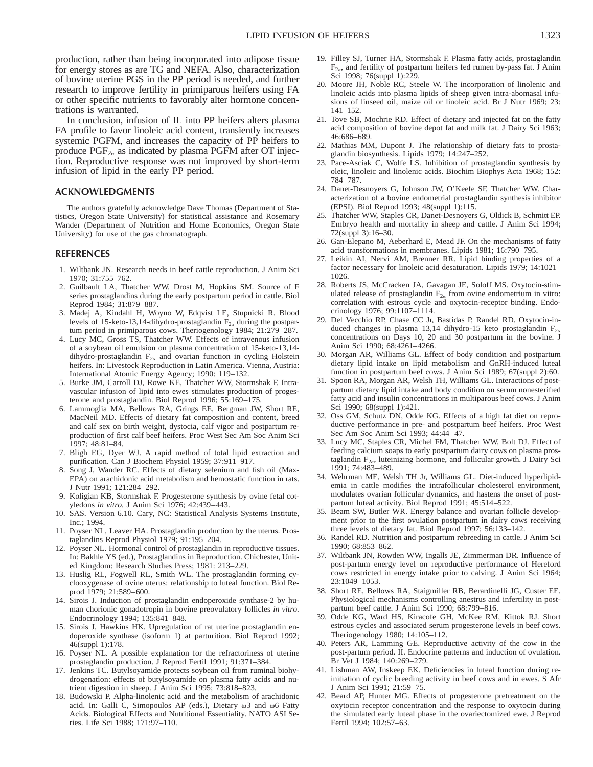production, rather than being incorporated into adipose tissue for energy stores as are TG and NEFA. Also, characterization of bovine uterine PGS in the PP period is needed, and further research to improve fertility in primiparous heifers using FA or other specific nutrients to favorably alter hormone concentrations is warranted.

In conclusion, infusion of IL into PP heifers alters plasma FA profile to favor linoleic acid content, transiently increases systemic PGFM, and increases the capacity of PP heifers to produce $PGF_{2\alpha}$ as indicated by plasma PGFM after OT injection. Reproductive response was not improved by short-term infusion of lipid in the early PP period.

## ACKNOWLEDGMENTS

The authors gratefully acknowledge Dave Thomas (Department of Statistics, Oregon State University) for statistical assistance and Rosemary Wander (Department of Nutrition and Home Economics, Oregon State University) for use of the gas chromatograph.

## REFERENCES

1. Wiltbank JN. Research needs in beef cattle reproduction. J Anim Sci 1970; 31:755–762.
2. Guilbault LA, Thatcher WW, Drost M, Hopkins SM. Source of F series prostaglandins during the early postpartum period in cattle. Biol Reprod 1984; 31:879–887.
3. Madej A, Kindahl H, Woyno W, Edqvist LE, Stupnicki R. Blood levels of 15-keto-13,14-dihydro-prostaglandin $F_{2\alpha}$ during the postpartum period in primiparous cows. Theriogenology 1984; 21:279–287.
4. Lucy MC, Gross TS, Thatcher WW. Effects of intravenous infusion of a soybean oil emulsion on plasma concentration of 15-keto-13,14-dihydro-prostaglandin $F_{2\alpha}$ and ovarian function in cycling Holstein heifers. In: Livestock Reproduction in Latin America. Vienna, Austria: International Atomic Energy Agency; 1990: 119–132.
5. Burke JM, Carroll DJ, Rowe KE, Thatcher WW, Stormshak F. Intravascular infusion of lipid into ewes stimulates production of progesterone and prostaglandin. Biol Reprod 1996; 55:169–175.
6. Lammoglia MA, Bellows RA, Grings EE, Bergman JW, Short RE, MacNeil MD. Effects of dietary fat composition and content, breed and calf sex on birth weight, dystocia, calf vigor and postpartum reproduction of first calf beef heifers. Proc West Sec Am Soc Anim Sci 1997; 48:81–84.
7. Bligh EG, Dyer WJ. A rapid method of total lipid extraction and purification. Can J Biochem Physiol 1959; 37:911–917.
8. Song J, Wander RC. Effects of dietary selenium and fish oil (Max-EPA) on arachidonic acid metabolism and hemostatic function in rats. J Nutr 1991; 121:284–292.
9. Koligian KB, Stormshak F. Progesterone synthesis by ovine fetal cotyledons *in vitro*. J Anim Sci 1976; 42:439–443.
10. SAS. Version 6.10. Cary, NC: Statistical Analysis Systems Institute, Inc.; 1994.
11. Poyser NL, Leaver HA. Prostaglandin production by the uterus. Prostaglandins Reprod Physiol 1979; 91:195–204.
12. Poyser NL. Hormonal control of prostaglandin in reproductive tissues. In: Bakhle YS (ed.), Prostaglandins in Reproduction. Chichester, United Kingdom: Research Studies Press; 1981: 213–229.
13. Huslig RL, Fogwell RL, Smith WL. The prostaglandin forming cyclooxygenase of ovine uterus: relationship to luteal function. Biol Reprod 1979; 21:589–600.
14. Sirois J. Induction of prostaglandin endoperoxide synthase-2 by human chorionic gonadotropin in bovine preovulatory follicles *in vitro*. Endocrinology 1994; 135:841–848.
15. Sirois J, Hawkins HK. Upregulation of rat uterine prostaglandin endoperoxide synthase (isoform 1) at parturition. Biol Reprod 1992; 46(suppl 1):178.
16. Poyser NL. A possible explanation for the refractoriness of uterine prostaglandin production. J Reprod Fertil 1991; 91:371–384.
17. Jenkins TC. Butylsoyamide protects soybean oil from ruminal biohydrogenation: effects of butylsoyamide on plasma fatty acids and nutrient digestion in sheep. J Anim Sci 1995; 73:818–823.
18. Budowski P. Alpha-linolenic acid and the metabolism of arachidonic acid. In: Galli C, Simopoulos AP (eds.), Dietary ω3 and ω6 Fatty Acids. Biological Effects and Nutritional Essentiality. NATO ASI Series. Life Sci 1988; 171:97–110.
19. Filley SJ, Turner HA, Stormshak F. Plasma fatty acids, prostaglandin $F_{2\alpha}$, and fertility of postpartum heifers fed rumen by-pass fat. J Anim Sci 1998; 76(suppl 1):229.
20. Moore JH, Noble RC, Steele W. The incorporation of linolenic and linoleic acids into plasma lipids of sheep given intra-abomasal infusions of linseed oil, maize oil or linoleic acid. Br J Nutr 1969; 23: 141–152.
21. Tove SB, Mochrie RD. Effect of dietary and injected fat on the fatty acid composition of bovine depot fat and milk fat. J Dairy Sci 1963; 46:686–689.
22. Mathias MM, Dupont J. The relationship of dietary fats to prostaglandin biosynthesis. Lipids 1979; 14:247–252.
23. Pace-Asciak C, Wolfe LS. Inhibition of prostaglandin synthesis by oleic, linoleic and linolenic acids. Biochim Biophys Acta 1968; 152: 784–787.
24. Danet-Desnoyers G, Johnson JW, O'Keefe SF, Thatcher WW. Characterization of a bovine endometrial prostaglandin synthesis inhibitor (EPSI). Biol Reprod 1993; 48(suppl 1):115.
25. Thatcher WW, Staples CR, Danet-Desnoyers G, Oldick B, Schmitt EP. Embryo health and mortality in sheep and cattle. J Anim Sci 1994; 72(suppl 3):16–30.
26. Gan-Elepano M, Aeberhard E, Mead JF. On the mechanisms of fatty acid transformations in membranes. Lipids 1981; 16:790–795.
27. Leikin AI, Nervi AM, Brenner RR. Lipid binding properties of a factor necessary for linoleic acid desaturation. Lipids 1979; 14:1021–1026.
28. Roberts JS, McCracken JA, Gavagan JE, Soloff MS. Oxytocin-stimulated release of prostaglandin $F_{2\alpha}$ from ovine endometrium in vitro: correlation with estrous cycle and oxytocin-receptor binding. Endocrinology 1976; 99:1107–1114.
29. Del Vecchio RP, Chase CC Jr, Bastidas P, Randel RD. Oxytocin-induced changes in plasma 13,14 dihydro-15 keto prostaglandin $F_{2\alpha}$ concentrations on Days 10, 20 and 30 postpartum in the bovine. J Anim Sci 1990; 68:4261–4266.
30. Morgan AR, Williams GL. Effect of body condition and postpartum dietary lipid intake on lipid metabolism and GnRH-induced luteal function in postpartum beef cows. J Anim Sci 1989; 67(suppl 2):60.
31. Spoon RA, Morgan AR, Welsh TH, Williams GL. Interactions of postpartum dietary lipid intake and body condition on serum nonesterified fatty acid and insulin concentrations in multiparous beef cows. J Anim Sci 1990; 68(suppl 1):421.
32. Oss GM, Schutz DN, Odde KG. Effects of a high fat diet on reproductive performance in pre- and postpartum beef heifers. Proc West Sec Am Soc Anim Sci 1993; 44:44–47.
33. Lucy MC, Staples CR, Michel FM, Thatcher WW, Bolt DJ. Effect of feeding calcium soaps to early postpartum dairy cows on plasma prostaglandin $F_{2\alpha}$, luteinizing hormone, and follicular growth. J Dairy Sci 1991; 74:483–489.
34. Wehrman ME, Welsh TH Jr, Williams GL. Diet-induced hyperlipidemia in cattle modifies the intrafollicular cholesterol environment, modulates ovarian follicular dynamics, and hastens the onset of postpartum luteal activity. Biol Reprod 1991; 45:514–522.
35. Beam SW, Butler WR. Energy balance and ovarian follicle development prior to the first ovulation postpartum in dairy cows receiving three levels of dietary fat. Biol Reprod 1997; 56:133–142.
36. Randel RD. Nutrition and postpartum rebreeding in cattle. J Anim Sci 1990; 68:853–862.
37. Wiltbank JN, Rowden WW, Ingalls JE, Zimmerman DR. Influence of post-partum energy level on reproductive performance of Hereford cows restricted in energy intake prior to calving. J Anim Sci 1964; 23:1049–1053.
38. Short RE, Bellows RA, Staigmiller RB, Berardinelli JG, Custer EE. Physiological mechanisms controlling anestrus and infertility in postpartum beef cattle. J Anim Sci 1990; 68:799–816.
39. Odde KG, Ward HS, Kiracofe GH, McKee RM, Kittok RJ. Short estrous cycles and associated serum progesterone levels in beef cows. Theriogenology 1980; 14:105–112.
40. Peters AR, Lamming GE. Reproductive activity of the cow in the post-partum period. II. Endocrine patterns and induction of ovulation. Br Vet J 1984; 140:269–279.
41. Lishman AW, Inskeep EK. Deficiencies in luteal function during re-initiation of cyclic breeding activity in beef cows and in ewes. S Afr J Anim Sci 1991; 21:59–75.
42. Beard AP, Hunter MG. Effects of progesterone pretreatment on the oxytocin receptor concentration and the response to oxytocin during the simulated early luteal phase in the ovariectomized ewe. J Reprod Fertil 1994; 102:57–63.